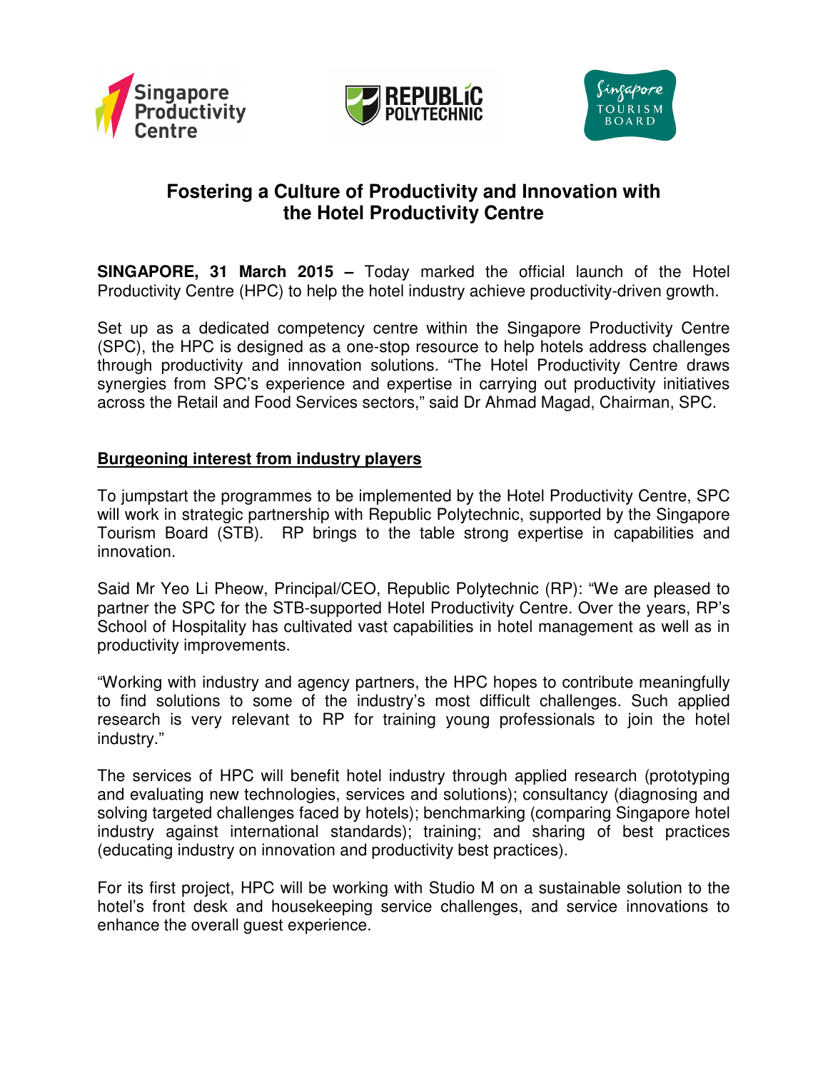# Fostering a Culture of Productivity and Innovation with the Hotel Productivity Centre

**SINGAPORE, 31 March 2015 –** Today marked the official launch of the Hotel Productivity Centre (HPC) to help the hotel industry achieve productivity-driven growth.

Set up as a dedicated competency centre within the Singapore Productivity Centre (SPC), the HPC is designed as a one-stop resource to help hotels address challenges through productivity and innovation solutions. "The Hotel Productivity Centre draws synergies from SPC's experience and expertise in carrying out productivity initiatives across the Retail and Food Services sectors," said Dr Ahmad Magad, Chairman, SPC.

## Burgeoning interest from industry players

To jumpstart the programmes to be implemented by the Hotel Productivity Centre, SPC will work in strategic partnership with Republic Polytechnic, supported by the Singapore Tourism Board (STB). RP brings to the table strong expertise in capabilities and innovation.

Said Mr Yeo Li Pheow, Principal/CEO, Republic Polytechnic (RP): "We are pleased to partner the SPC for the STB-supported Hotel Productivity Centre. Over the years, RP's School of Hospitality has cultivated vast capabilities in hotel management as well as in productivity improvements.

"Working with industry and agency partners, the HPC hopes to contribute meaningfully to find solutions to some of the industry's most difficult challenges. Such applied research is very relevant to RP for training young professionals to join the hotel industry."

The services of HPC will benefit hotel industry through applied research (prototyping and evaluating new technologies, services and solutions); consultancy (diagnosing and solving targeted challenges faced by hotels); benchmarking (comparing Singapore hotel industry against international standards); training; and sharing of best practices (educating industry on innovation and productivity best practices).

For its first project, HPC will be working with Studio M on a sustainable solution to the hotel's front desk and housekeeping service challenges, and service innovations to enhance the overall guest experience.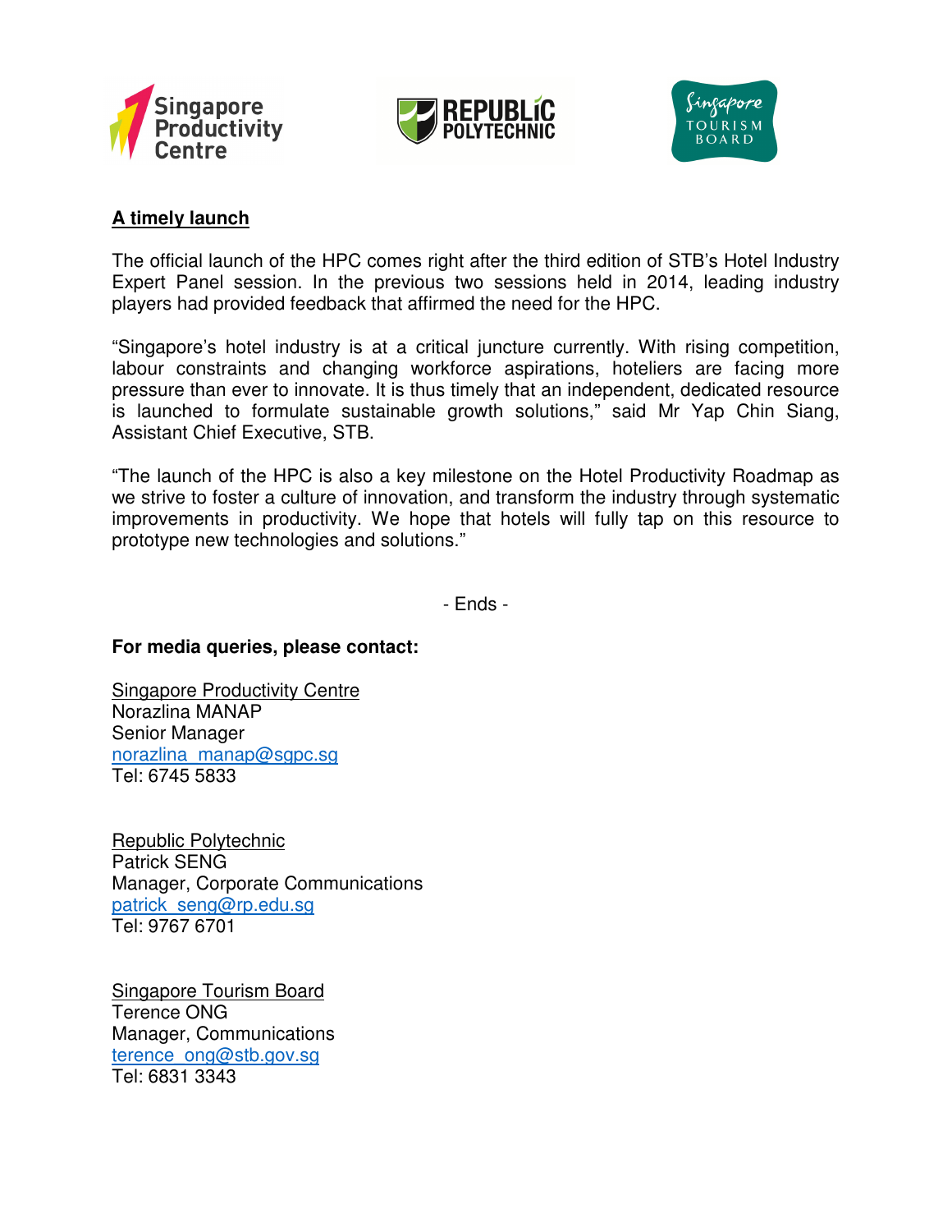**A timely launch**

The official launch of the HPC comes right after the third edition of STB's Hotel Industry Expert Panel session. In the previous two sessions held in 2014, leading industry players had provided feedback that affirmed the need for the HPC.

"Singapore's hotel industry is at a critical juncture currently. With rising competition, labour constraints and changing workforce aspirations, hoteliers are facing more pressure than ever to innovate. It is thus timely that an independent, dedicated resource is launched to formulate sustainable growth solutions," said Mr Yap Chin Siang, Assistant Chief Executive, STB.

"The launch of the HPC is also a key milestone on the Hotel Productivity Roadmap as we strive to foster a culture of innovation, and transform the industry through systematic improvements in productivity. We hope that hotels will fully tap on this resource to prototype new technologies and solutions."

- Ends -

**For media queries, please contact:**

Singapore Productivity Centre
Norazlina MANAP
Senior Manager
norazlina_manap@sgpc.sg
Tel: 6745 5833

Republic Polytechnic
Patrick SENG
Manager, Corporate Communications
patrick_seng@rp.edu.sg
Tel: 9767 6701

Singapore Tourism Board
Terence ONG
Manager, Communications
terence_ong@stb.gov.sg
Tel: 6831 3343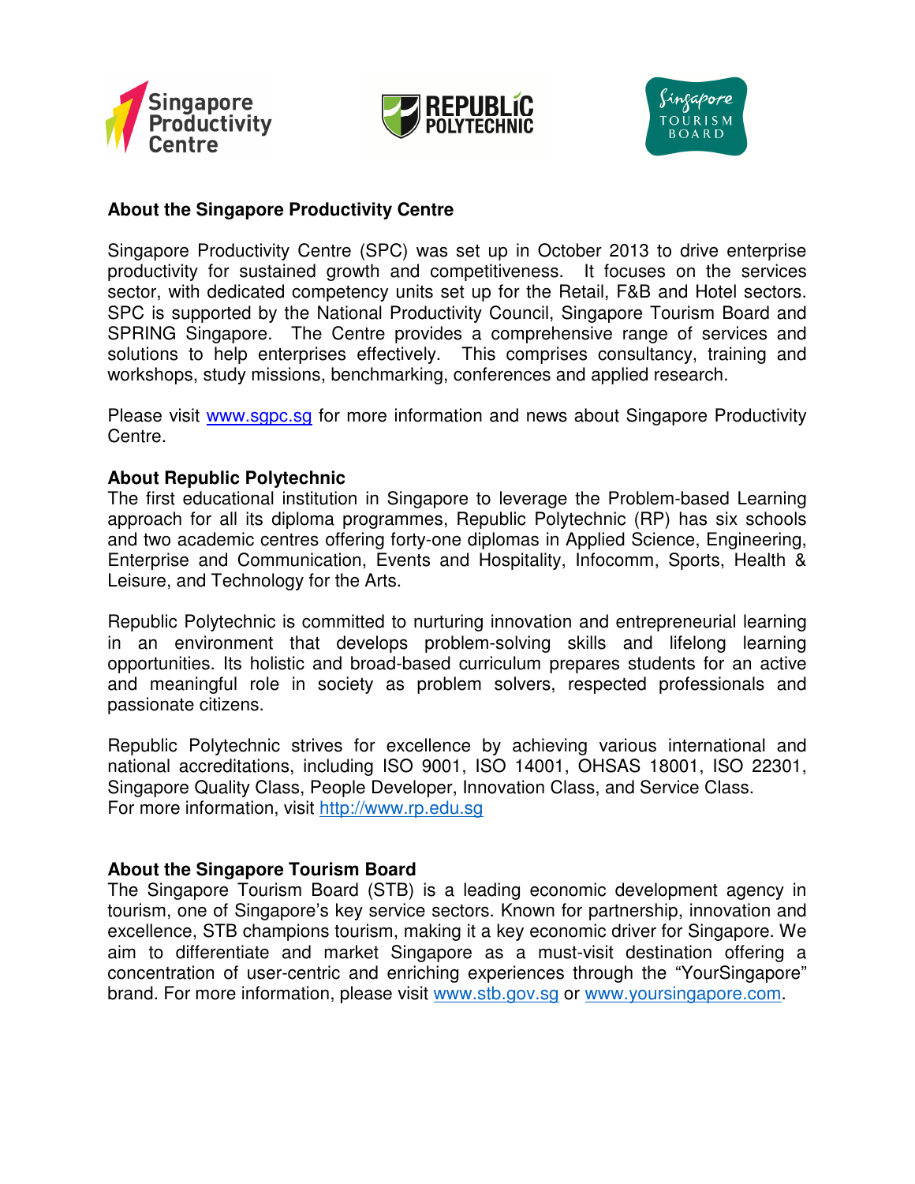## About the Singapore Productivity Centre

Singapore Productivity Centre (SPC) was set up in October 2013 to drive enterprise productivity for sustained growth and competitiveness. It focuses on the services sector, with dedicated competency units set up for the Retail, F&B and Hotel sectors. SPC is supported by the National Productivity Council, Singapore Tourism Board and SPRING Singapore. The Centre provides a comprehensive range of services and solutions to help enterprises effectively. This comprises consultancy, training and workshops, study missions, benchmarking, conferences and applied research.

Please visit www.sgpc.sg for more information and news about Singapore Productivity Centre.

## About Republic Polytechnic

The first educational institution in Singapore to leverage the Problem-based Learning approach for all its diploma programmes, Republic Polytechnic (RP) has six schools and two academic centres offering forty-one diplomas in Applied Science, Engineering, Enterprise and Communication, Events and Hospitality, Infocomm, Sports, Health & Leisure, and Technology for the Arts.

Republic Polytechnic is committed to nurturing innovation and entrepreneurial learning in an environment that develops problem-solving skills and lifelong learning opportunities. Its holistic and broad-based curriculum prepares students for an active and meaningful role in society as problem solvers, respected professionals and passionate citizens.

Republic Polytechnic strives for excellence by achieving various international and national accreditations, including ISO 9001, ISO 14001, OHSAS 18001, ISO 22301, Singapore Quality Class, People Developer, Innovation Class, and Service Class.
For more information, visit http://www.rp.edu.sg

## About the Singapore Tourism Board

The Singapore Tourism Board (STB) is a leading economic development agency in tourism, one of Singapore's key service sectors. Known for partnership, innovation and excellence, STB champions tourism, making it a key economic driver for Singapore. We aim to differentiate and market Singapore as a must-visit destination offering a concentration of user-centric and enriching experiences through the "YourSingapore" brand. For more information, please visit www.stb.gov.sg or www.yoursingapore.com.